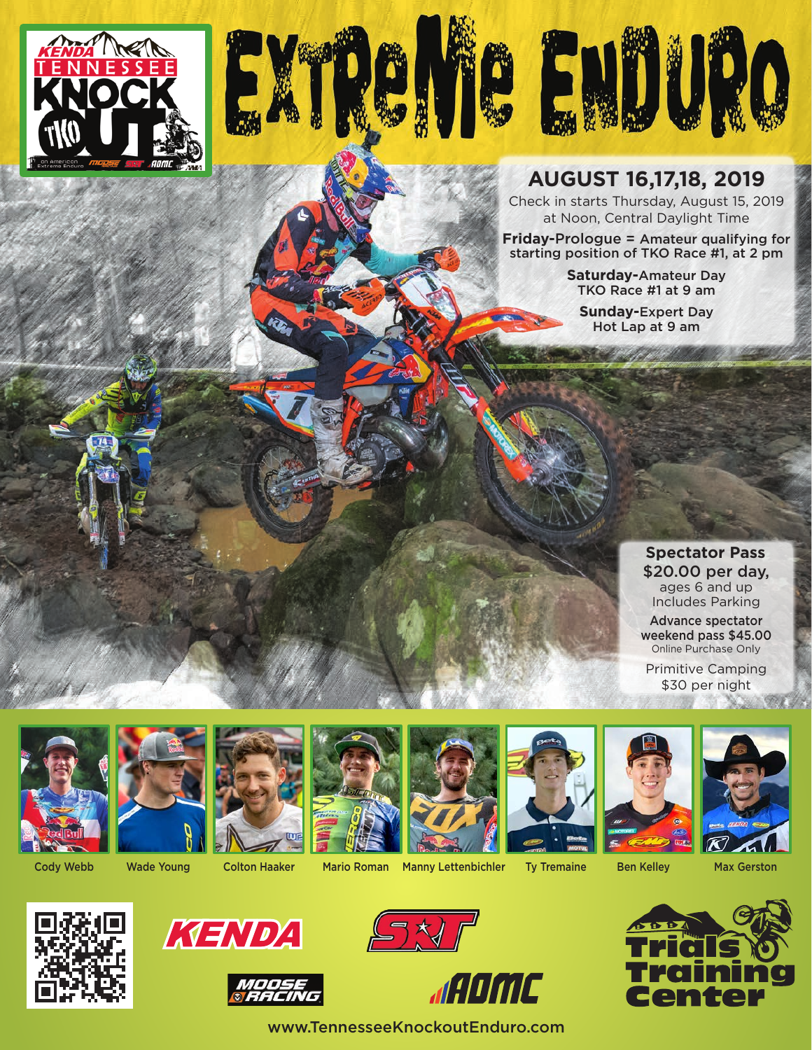KENDA TENNESSEE KNOCK OUT TKO

an American Extreme Enduro

# EXTREME ENDURO

## AUGUST 16,17,18, 2019

Check in starts Thursday, August 15, 2019 at Noon, Central Daylight Time

**Friday-Prologue** = Amateur qualifying for starting position of TKO Race #1, at 2 pm

**Saturday-**Amateur Day
TKO Race #1 at 9 am

**Sunday-**Expert Day
Hot Lap at 9 am

**Spectator Pass**
**$20.00 per day,**
ages 6 and up
Includes Parking

**Advance spectator weekend pass $45.00**
Online Purchase Only

Primitive Camping
$30 per night

Cody Webb | Wade Young | Colton Haaker | Mario Roman | Manny Lettenbichler | Ty Tremaine | Ben Kelley | Max Gerston

KENDA | SRT | MOOSE RACING | AOMC | Trials Training Center

www.TennesseeKnockoutEnduro.com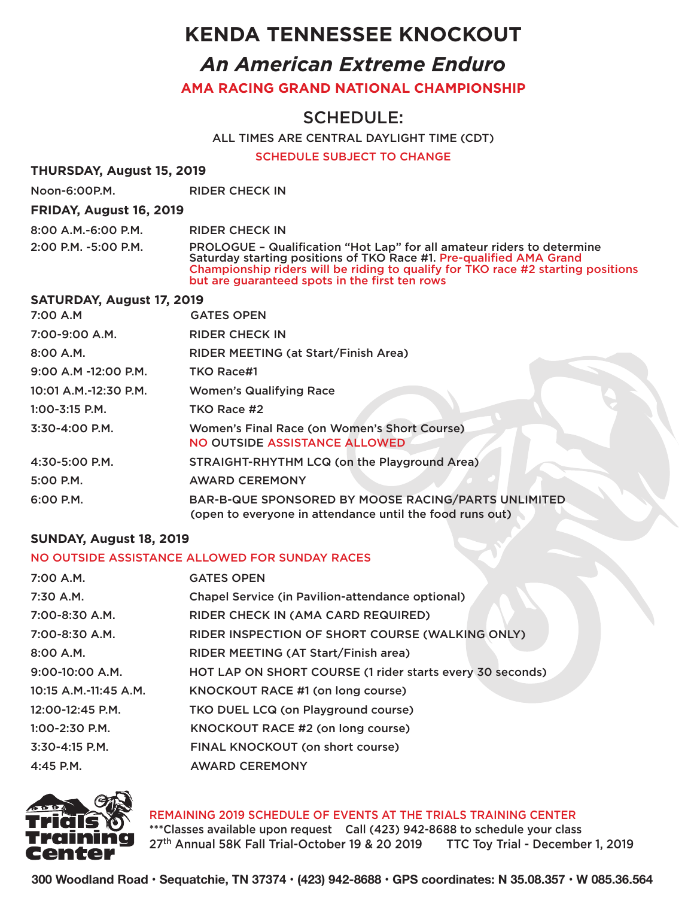# KENDA TENNESSEE KNOCKOUT

## *An American Extreme Enduro*

### AMA RACING GRAND NATIONAL CHAMPIONSHIP

## SCHEDULE:

ALL TIMES ARE CENTRAL DAYLIGHT TIME (CDT)

SCHEDULE SUBJECT TO CHANGE

**THURSDAY, August 15, 2019**

| | |
|---|---|
| Noon-6:00P.M. | RIDER CHECK IN |

**FRIDAY, August 16, 2019**

| | |
|---|---|
| 8:00 A.M.-6:00 P.M. | RIDER CHECK IN |
| 2:00 P.M. -5:00 P.M. | PROLOGUE – Qualification "Hot Lap" for all amateur riders to determine Saturday starting positions of TKO Race #1. Pre-qualified AMA Grand Championship riders will be riding to qualify for TKO race #2 starting positions but are guaranteed spots in the first ten rows |

**SATURDAY, August 17, 2019**

| | |
|---|---|
| 7:00 A.M | GATES OPEN |
| 7:00-9:00 A.M. | RIDER CHECK IN |
| 8:00 A.M. | RIDER MEETING (at Start/Finish Area) |
| 9:00 A.M -12:00 P.M. | TKO Race#1 |
| 10:01 A.M.-12:30 P.M. | Women's Qualifying Race |
| 1:00-3:15 P.M. | TKO Race #2 |
| 3:30-4:00 P.M. | Women's Final Race (on Women's Short Course) NO OUTSIDE ASSISTANCE ALLOWED |
| 4:30-5:00 P.M. | STRAIGHT-RHYTHM LCQ (on the Playground Area) |
| 5:00 P.M. | AWARD CEREMONY |
| 6:00 P.M. | BAR-B-QUE SPONSORED BY MOOSE RACING/PARTS UNLIMITED (open to everyone in attendance until the food runs out) |

**SUNDAY, August 18, 2019**

NO OUTSIDE ASSISTANCE ALLOWED FOR SUNDAY RACES

| | |
|---|---|
| 7:00 A.M. | GATES OPEN |
| 7:30 A.M. | Chapel Service (in Pavilion-attendance optional) |
| 7:00-8:30 A.M. | RIDER CHECK IN (AMA CARD REQUIRED) |
| 7:00-8:30 A.M. | RIDER INSPECTION OF SHORT COURSE (WALKING ONLY) |
| 8:00 A.M. | RIDER MEETING (AT Start/Finish area) |
| 9:00-10:00 A.M. | HOT LAP ON SHORT COURSE (1 rider starts every 30 seconds) |
| 10:15 A.M.-11:45 A.M. | KNOCKOUT RACE #1 (on long course) |
| 12:00-12:45 P.M. | TKO DUEL LCQ (on Playground course) |
| 1:00-2:30 P.M. | KNOCKOUT RACE #2 (on long course) |
| 3:30-4:15 P.M. | FINAL KNOCKOUT (on short course) |
| 4:45 P.M. | AWARD CEREMONY |

Trials Training Center

REMAINING 2019 SCHEDULE OF EVENTS AT THE TRIALS TRAINING CENTER

***Classes available upon request Call (423) 942-8688 to schedule your class

27th Annual 58K Fall Trial-October 19 & 20 2019 TTC Toy Trial - December 1, 2019

**300 Woodland Road • Sequatchie, TN 37374 • (423) 942-8688 • GPS coordinates: N 35.08.357 • W 085.36.564**